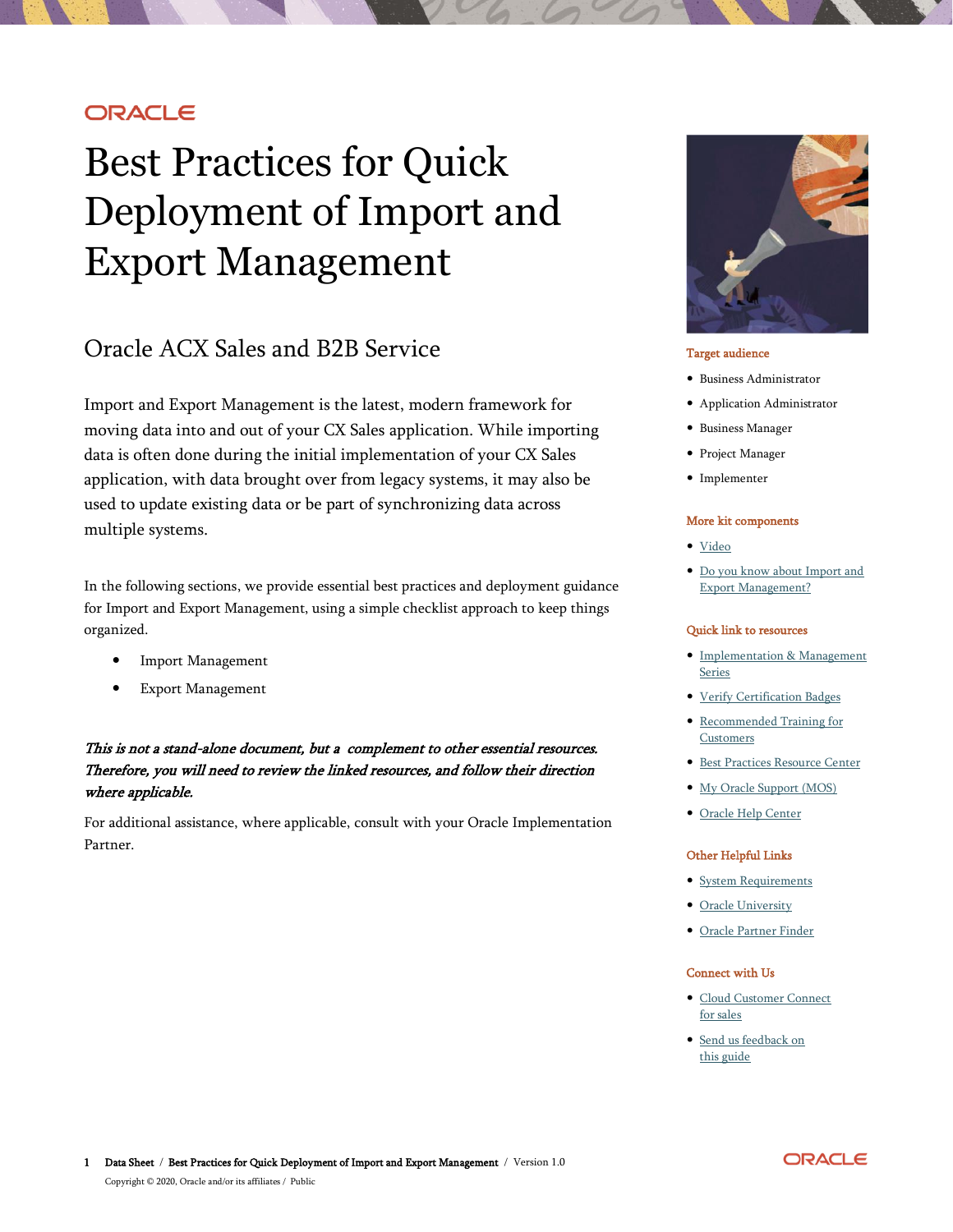ORACLE

# Best Practices for Quick Deployment of Import and Export Management

## Oracle ACX Sales and B2B Service

Import and Export Management is the latest, modern framework for moving data into and out of your CX Sales application. While importing data is often done during the initial implementation of your CX Sales application, with data brought over from legacy systems, it may also be used to update existing data or be part of synchronizing data across multiple systems.

In the following sections, we provide essential best practices and deployment guidance for Import and Export Management, using a simple checklist approach to keep things organized.

- Import Management
- Export Management

***This is not a stand-alone document, but a complement to other essential resources. Therefore, you will need to review the linked resources, and follow their direction where applicable.***

For additional assistance, where applicable, consult with your Oracle Implementation Partner.

### Target audience

- Business Administrator
- Application Administrator
- Business Manager
- Project Manager
- Implementer

### More kit components

- Video
- Do you know about Import and Export Management?

### Quick link to resources

- Implementation & Management Series
- Verify Certification Badges
- Recommended Training for Customers
- Best Practices Resource Center
- My Oracle Support (MOS)
- Oracle Help Center

### Other Helpful Links

- System Requirements
- Oracle University
- Oracle Partner Finder

### Connect with Us

- Cloud Customer Connect for sales
- Send us feedback on this guide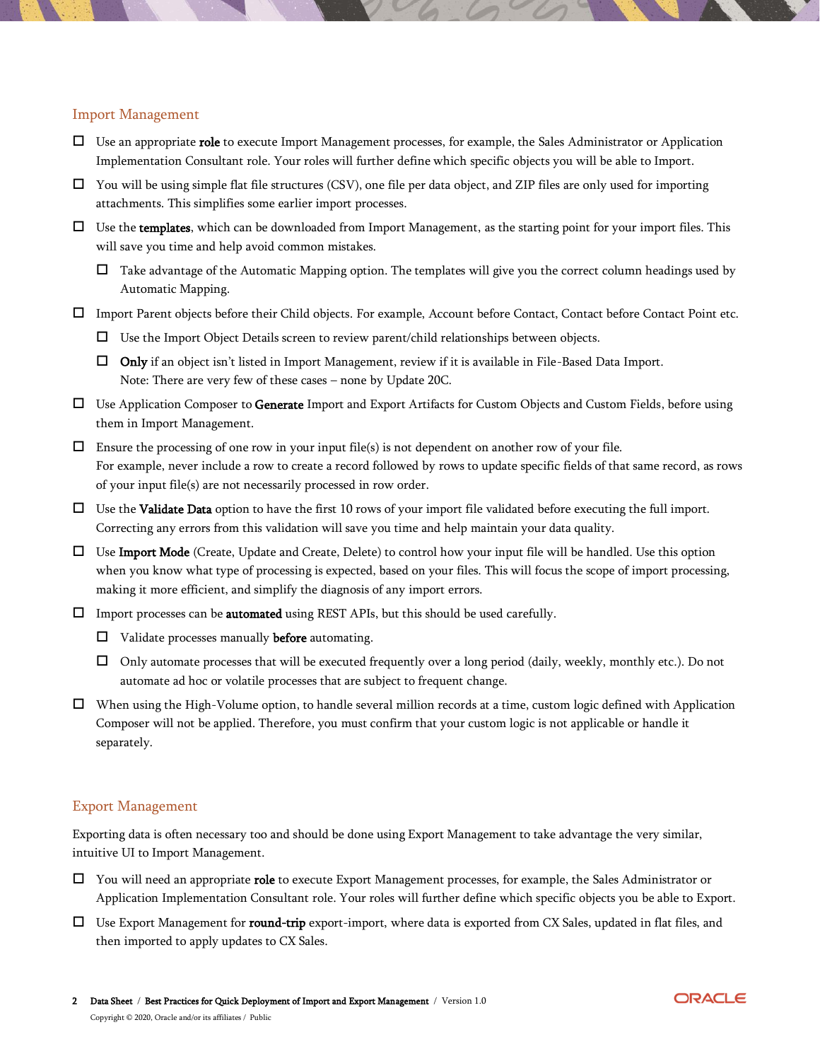## Import Management

- ☐ Use an appropriate **role** to execute Import Management processes, for example, the Sales Administrator or Application Implementation Consultant role. Your roles will further define which specific objects you will be able to Import.
- ☐ You will be using simple flat file structures (CSV), one file per data object, and ZIP files are only used for importing attachments. This simplifies some earlier import processes.
- ☐ Use the **templates**, which can be downloaded from Import Management, as the starting point for your import files. This will save you time and help avoid common mistakes.
  - ☐ Take advantage of the Automatic Mapping option. The templates will give you the correct column headings used by Automatic Mapping.
- ☐ Import Parent objects before their Child objects. For example, Account before Contact, Contact before Contact Point etc.
  - ☐ Use the Import Object Details screen to review parent/child relationships between objects.
  - ☐ **Only** if an object isn't listed in Import Management, review if it is available in File-Based Data Import. Note: There are very few of these cases – none by Update 20C.
- ☐ Use Application Composer to **Generate** Import and Export Artifacts for Custom Objects and Custom Fields, before using them in Import Management.
- ☐ Ensure the processing of one row in your input file(s) is not dependent on another row of your file. For example, never include a row to create a record followed by rows to update specific fields of that same record, as rows of your input file(s) are not necessarily processed in row order.
- ☐ Use the **Validate Data** option to have the first 10 rows of your import file validated before executing the full import. Correcting any errors from this validation will save you time and help maintain your data quality.
- ☐ Use **Import Mode** (Create, Update and Create, Delete) to control how your input file will be handled. Use this option when you know what type of processing is expected, based on your files. This will focus the scope of import processing, making it more efficient, and simplify the diagnosis of any import errors.
- ☐ Import processes can be **automated** using REST APIs, but this should be used carefully.
  - ☐ Validate processes manually **before** automating.
  - ☐ Only automate processes that will be executed frequently over a long period (daily, weekly, monthly etc.). Do not automate ad hoc or volatile processes that are subject to frequent change.
- ☐ When using the High-Volume option, to handle several million records at a time, custom logic defined with Application Composer will not be applied. Therefore, you must confirm that your custom logic is not applicable or handle it separately.

## Export Management

Exporting data is often necessary too and should be done using Export Management to take advantage the very similar, intuitive UI to Import Management.

- ☐ You will need an appropriate **role** to execute Export Management processes, for example, the Sales Administrator or Application Implementation Consultant role. Your roles will further define which specific objects you be able to Export.
- ☐ Use Export Management for **round-trip** export-import, where data is exported from CX Sales, updated in flat files, and then imported to apply updates to CX Sales.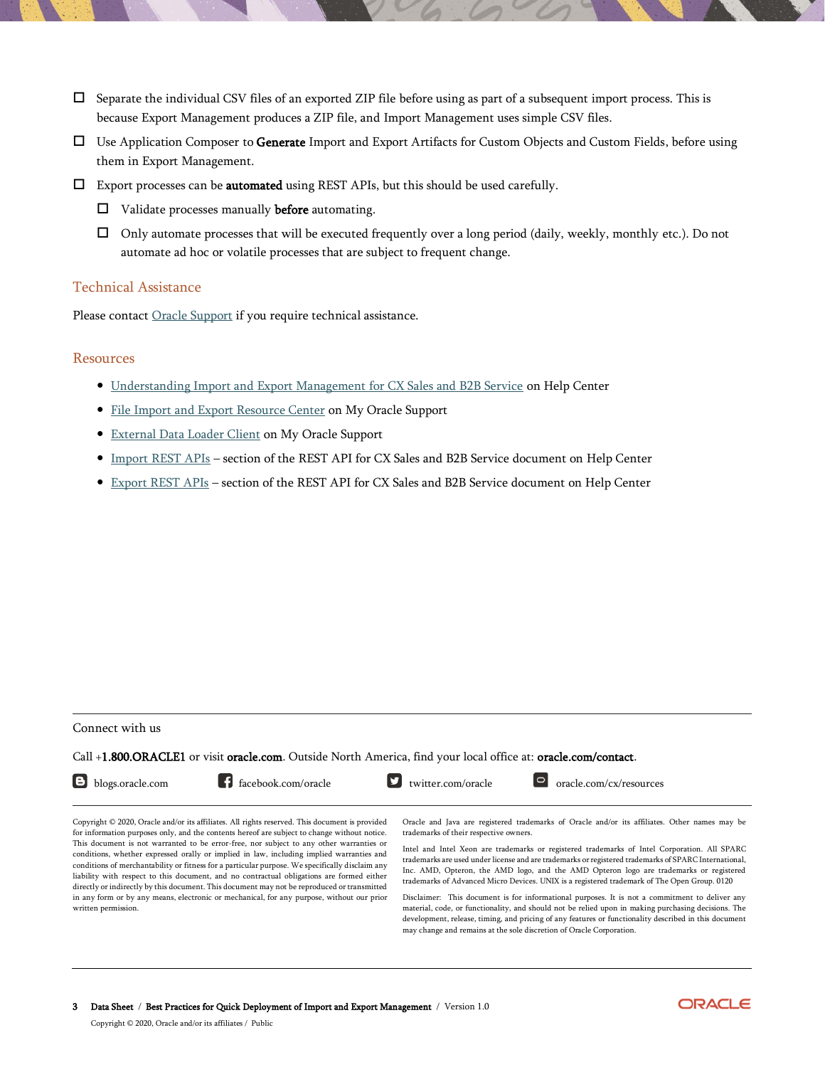- ☐ Separate the individual CSV files of an exported ZIP file before using as part of a subsequent import process. This is because Export Management produces a ZIP file, and Import Management uses simple CSV files.
- ☐ Use Application Composer to **Generate** Import and Export Artifacts for Custom Objects and Custom Fields, before using them in Export Management.
- ☐ Export processes can be **automated** using REST APIs, but this should be used carefully.
  - ☐ Validate processes manually **before** automating.
  - ☐ Only automate processes that will be executed frequently over a long period (daily, weekly, monthly etc.). Do not automate ad hoc or volatile processes that are subject to frequent change.

## Technical Assistance

Please contact Oracle Support if you require technical assistance.

## Resources

- Understanding Import and Export Management for CX Sales and B2B Service on Help Center
- File Import and Export Resource Center on My Oracle Support
- External Data Loader Client on My Oracle Support
- Import REST APIs – section of the REST API for CX Sales and B2B Service document on Help Center
- Export REST APIs – section of the REST API for CX Sales and B2B Service document on Help Center

---

Connect with us

Call +**1.800.ORACLE1** or visit **oracle.com**. Outside North America, find your local office at: **oracle.com/contact**.

blogs.oracle.com | facebook.com/oracle | twitter.com/oracle | oracle.com/cx/resources

Copyright © 2020, Oracle and/or its affiliates. All rights reserved. This document is provided for information purposes only, and the contents hereof are subject to change without notice. This document is not warranted to be error-free, nor subject to any other warranties or conditions, whether expressed orally or implied in law, including implied warranties and conditions of merchantability or fitness for a particular purpose. We specifically disclaim any liability with respect to this document, and no contractual obligations are formed either directly or indirectly by this document. This document may not be reproduced or transmitted in any form or by any means, electronic or mechanical, for any purpose, without our prior written permission.

Oracle and Java are registered trademarks of Oracle and/or its affiliates. Other names may be trademarks of their respective owners.

Intel and Intel Xeon are trademarks or registered trademarks of Intel Corporation. All SPARC trademarks are used under license and are trademarks or registered trademarks of SPARC International, Inc. AMD, Opteron, the AMD logo, and the AMD Opteron logo are trademarks or registered trademarks of Advanced Micro Devices. UNIX is a registered trademark of The Open Group. 0120

Disclaimer: This document is for informational purposes. It is not a commitment to deliver any material, code, or functionality, and should not be relied upon in making purchasing decisions. The development, release, timing, and pricing of any features or functionality described in this document may change and remains at the sole discretion of Oracle Corporation.